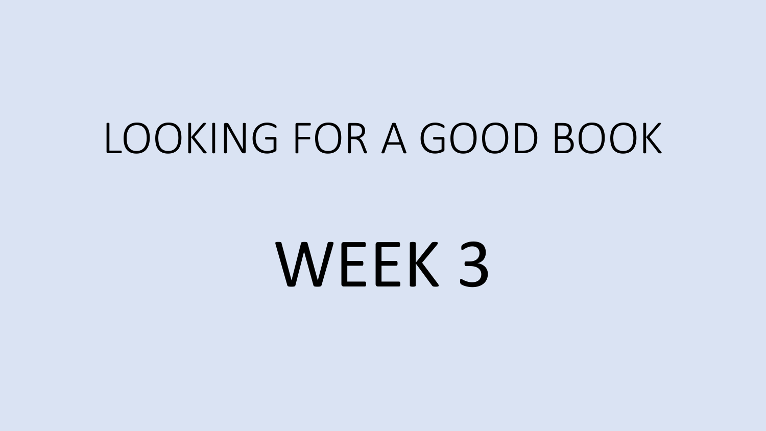# LOOKING FOR A GOOD BOOK

# WEEK 3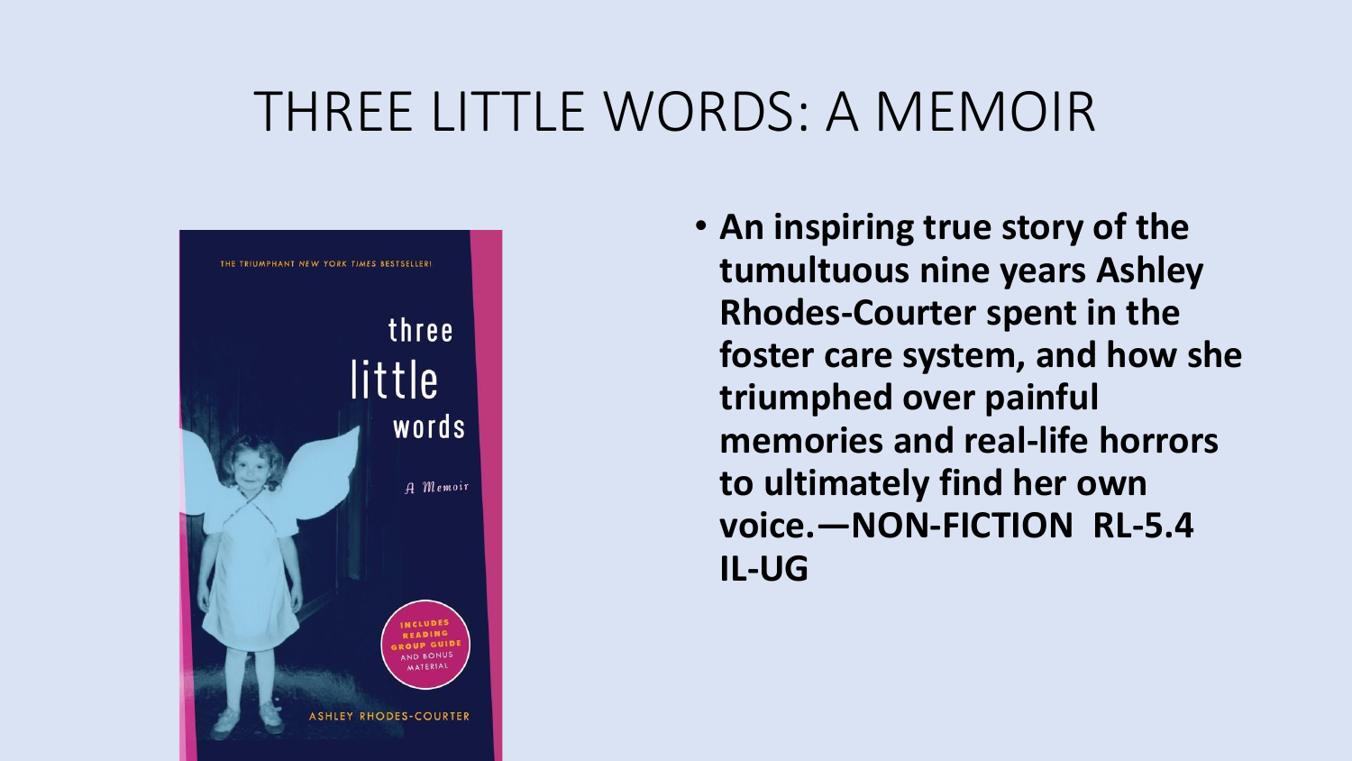# THREE LITTLE WORDS: A MEMOIR

- **An inspiring true story of the tumultuous nine years Ashley Rhodes-Courter spent in the foster care system, and how she triumphed over painful memories and real-life horrors to ultimately find her own voice.—NON-FICTION RL-5.4 IL-UG**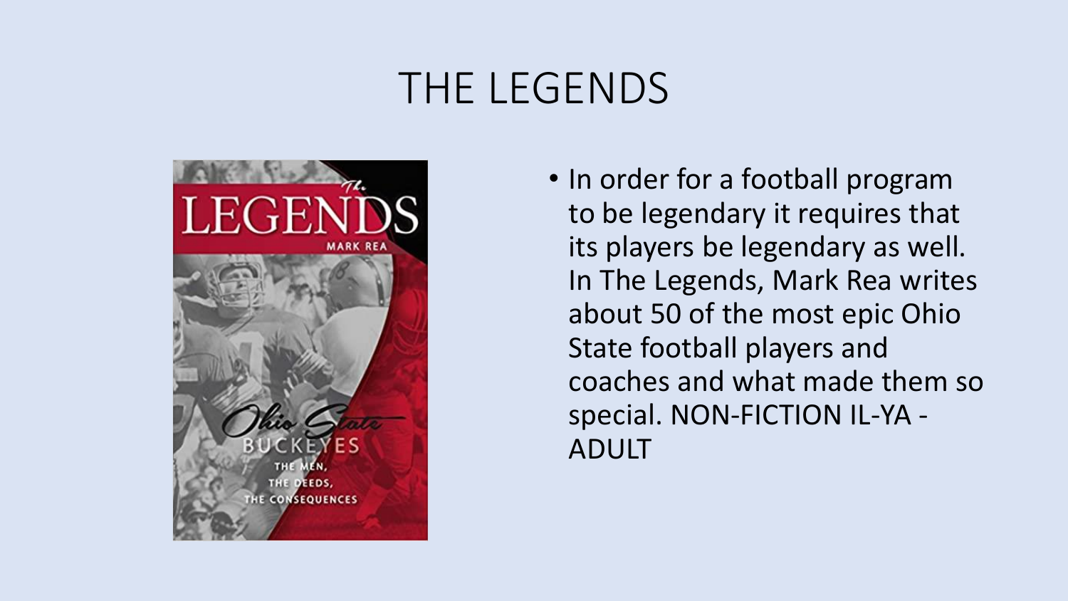# THE LEGENDS

- In order for a football program to be legendary it requires that its players be legendary as well. In The Legends, Mark Rea writes about 50 of the most epic Ohio State football players and coaches and what made them so special. NON-FICTION IL-YA - ADULT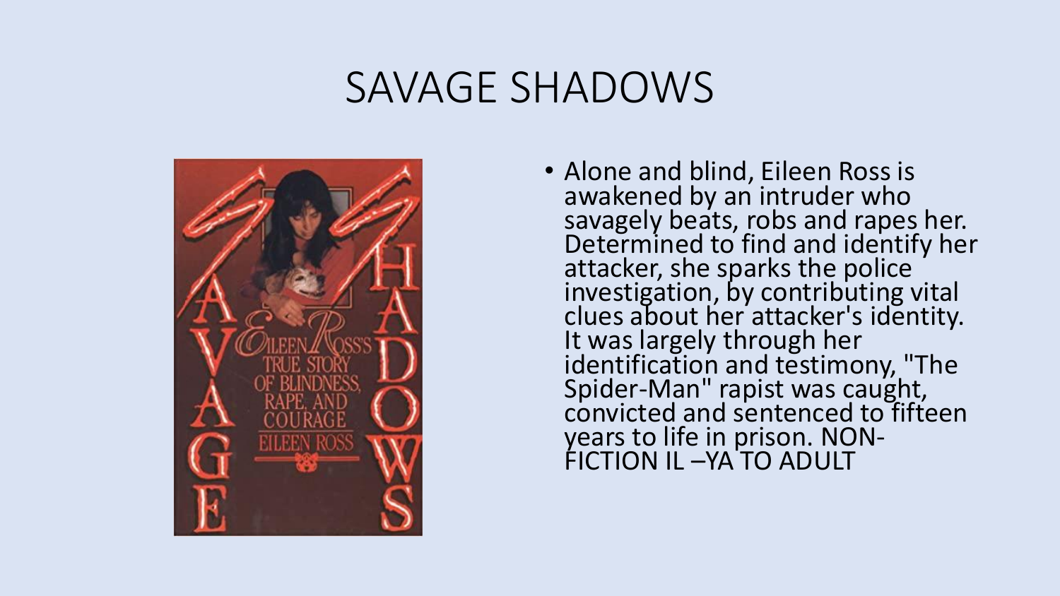# SAVAGE SHADOWS

- Alone and blind, Eileen Ross is awakened by an intruder who savagely beats, robs and rapes her. Determined to find and identify her attacker, she sparks the police investigation, by contributing vital clues about her attacker's identity. It was largely through her identification and testimony, "The Spider-Man" rapist was caught, convicted and sentenced to fifteen years to life in prison. NON-FICTION IL –YA TO ADULT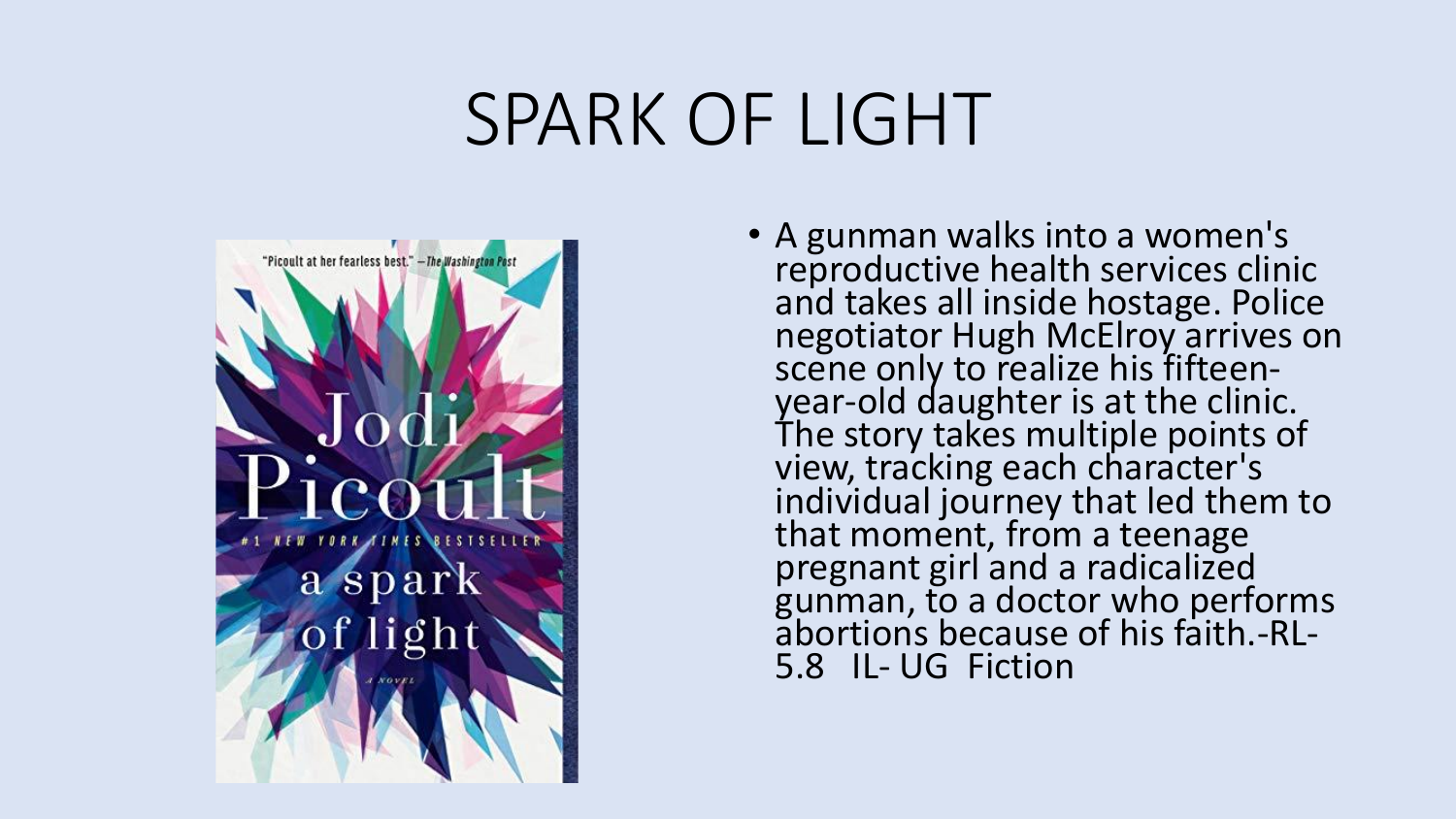# SPARK OF LIGHT

- A gunman walks into a women's reproductive health services clinic and takes all inside hostage. Police negotiator Hugh McElroy arrives on scene only to realize his fifteen-year-old daughter is at the clinic. The story takes multiple points of view, tracking each character's individual journey that led them to that moment, from a teenage pregnant girl and a radicalized gunman, to a doctor who performs abortions because of his faith.-RL-5.8 IL- UG Fiction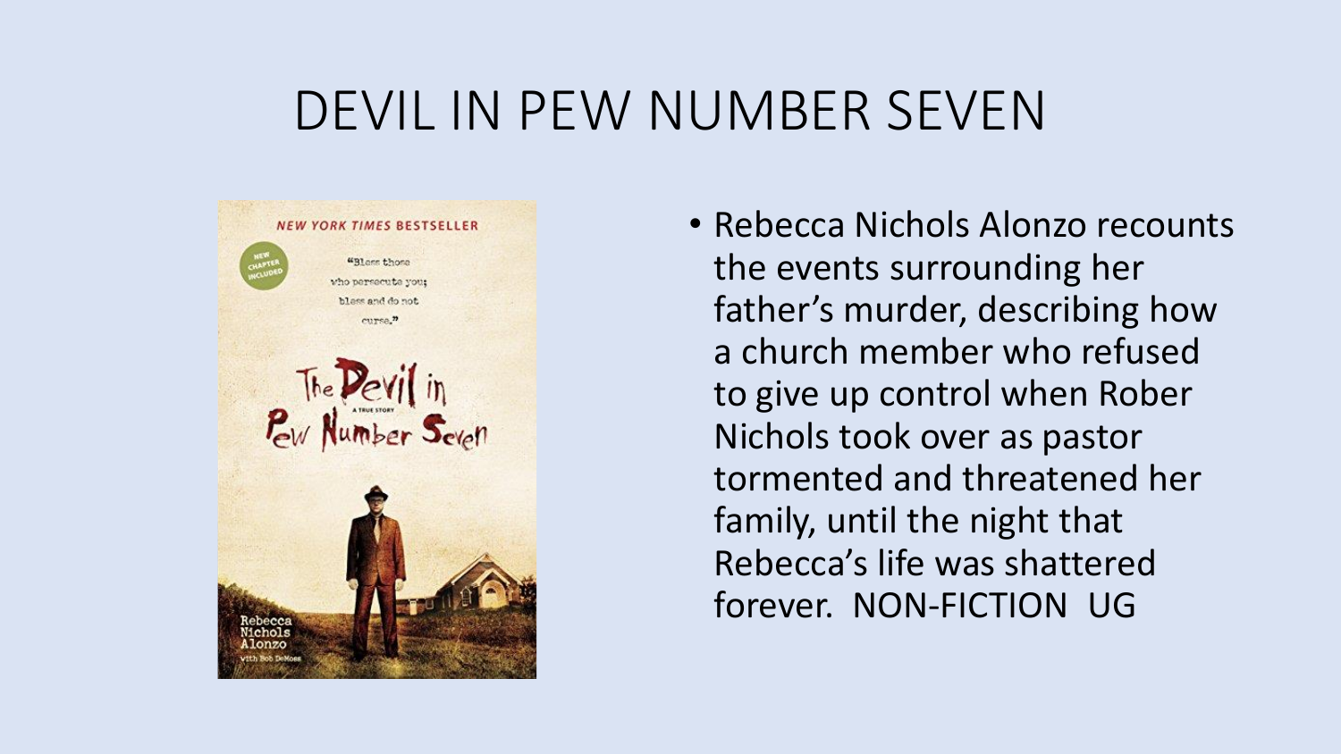# DEVIL IN PEW NUMBER SEVEN

- Rebecca Nichols Alonzo recounts the events surrounding her father's murder, describing how a church member who refused to give up control when Rober Nichols took over as pastor tormented and threatened her family, until the night that Rebecca's life was shattered forever. NON-FICTION UG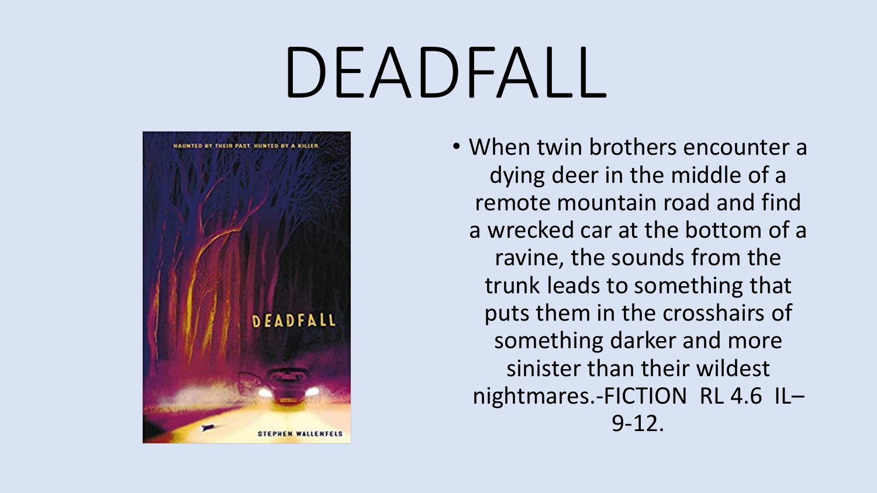# DEADFALL

- When twin brothers encounter a dying deer in the middle of a remote mountain road and find a wrecked car at the bottom of a ravine, the sounds from the trunk leads to something that puts them in the crosshairs of something darker and more sinister than their wildest nightmares.-FICTION RL 4.6 IL–9-12.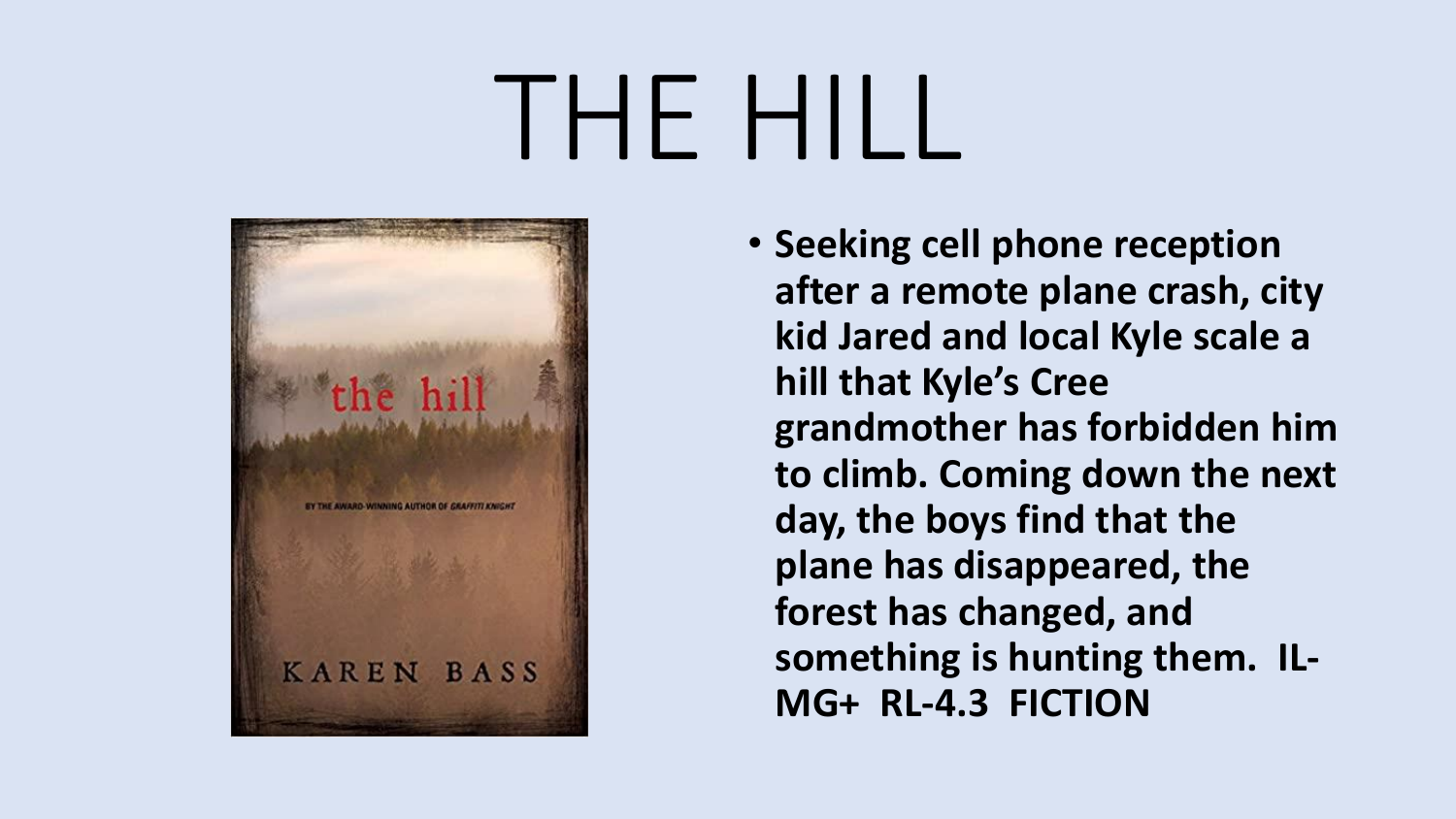# THE HILL

- **Seeking cell phone reception after a remote plane crash, city kid Jared and local Kyle scale a hill that Kyle's Cree grandmother has forbidden him to climb. Coming down the next day, the boys find that the plane has disappeared, the forest has changed, and something is hunting them. IL-MG+ RL-4.3 FICTION**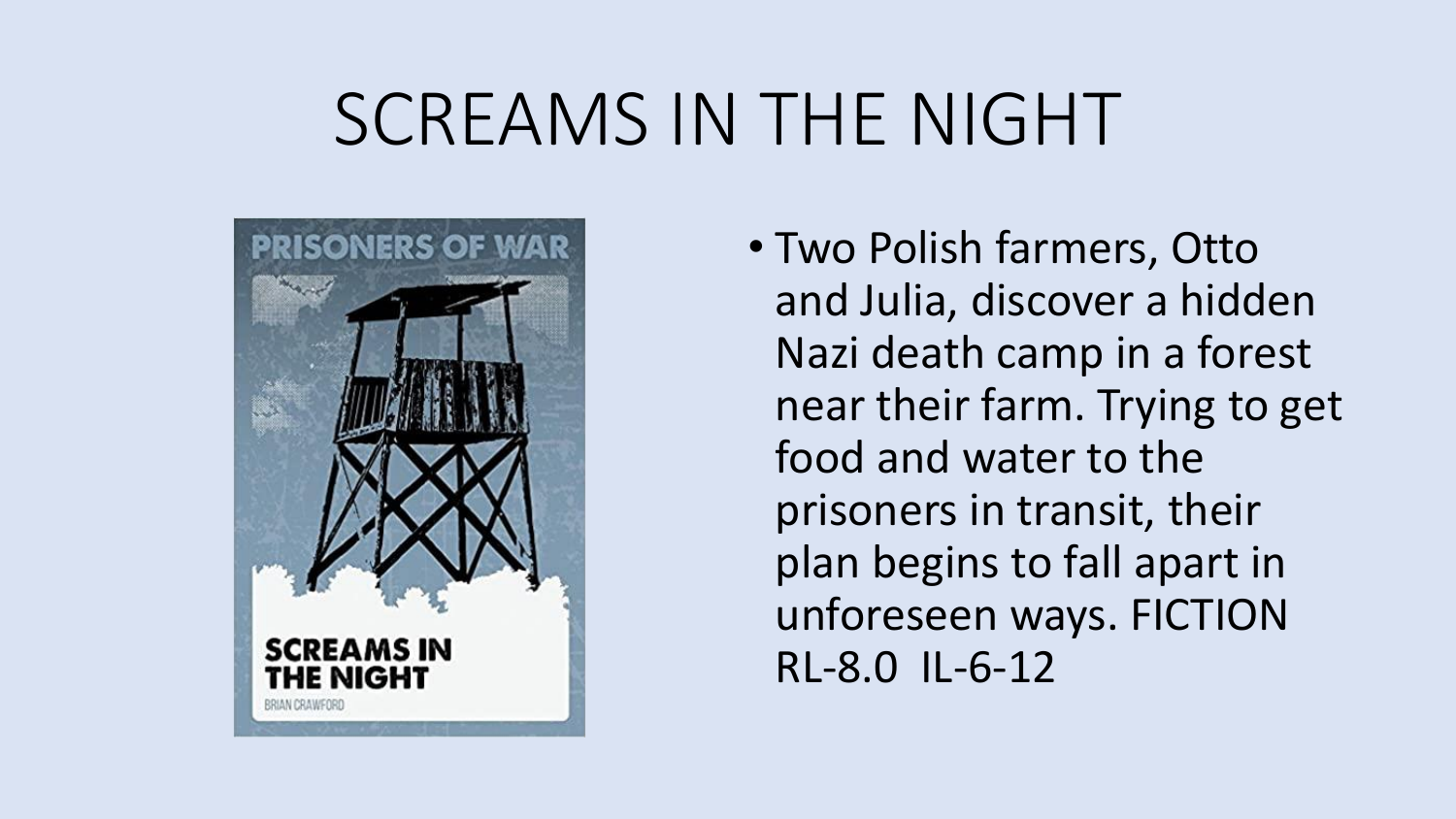# SCREAMS IN THE NIGHT

- Two Polish farmers, Otto and Julia, discover a hidden Nazi death camp in a forest near their farm. Trying to get food and water to the prisoners in transit, their plan begins to fall apart in unforeseen ways. FICTION RL-8.0 IL-6-12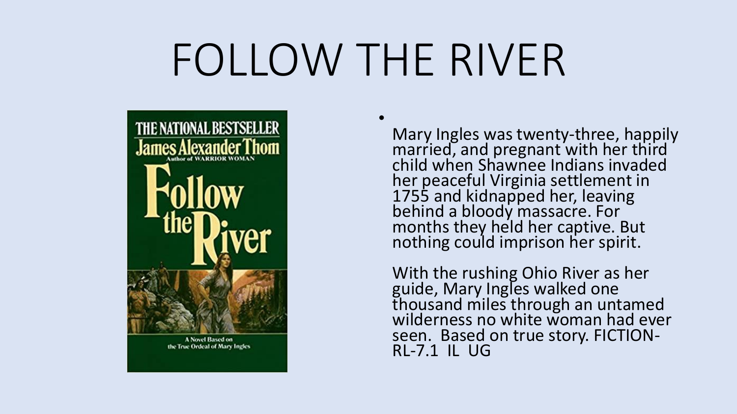# FOLLOW THE RIVER

- Mary Ingles was twenty-three, happily married, and pregnant with her third child when Shawnee Indians invaded her peaceful Virginia settlement in 1755 and kidnapped her, leaving behind a bloody massacre. For months they held her captive. But nothing could imprison her spirit.

  With the rushing Ohio River as her guide, Mary Ingles walked one thousand miles through an untamed wilderness no white woman had ever seen. Based on true story. FICTION-RL-7.1 IL UG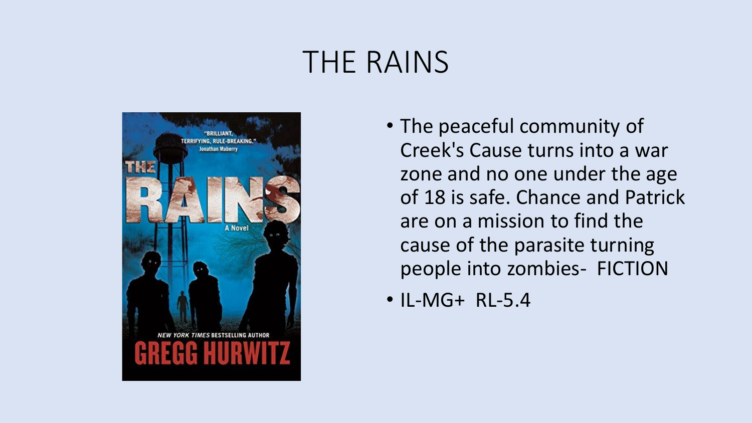# THE RAINS

- The peaceful community of Creek's Cause turns into a war zone and no one under the age of 18 is safe. Chance and Patrick are on a mission to find the cause of the parasite turning people into zombies- FICTION
- IL-MG+ RL-5.4